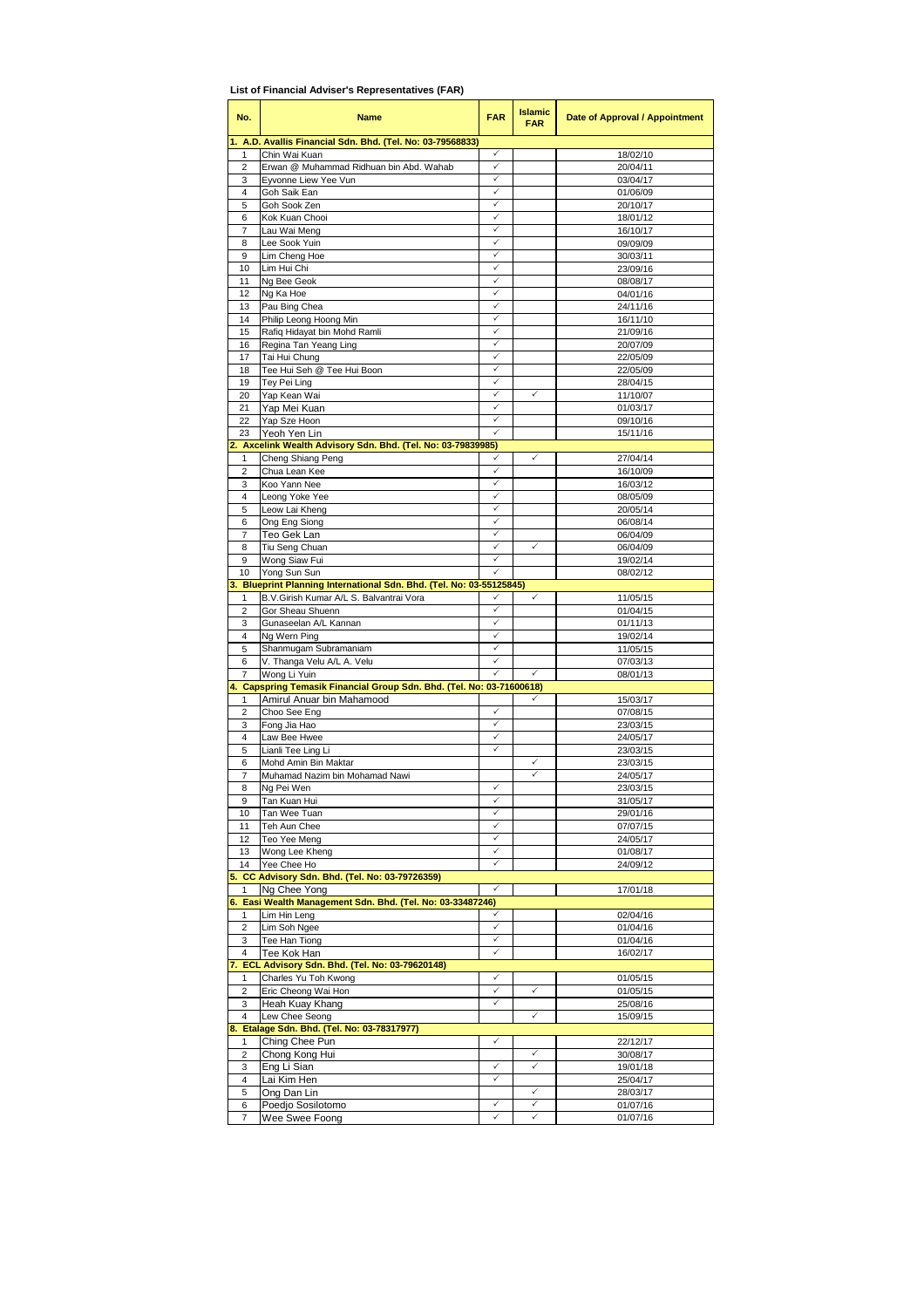**List of Financial Adviser's Representatives (FAR)**

| No. | Name | FAR | Islamic FAR | Date of Approval / Appointment |
|---|---|---|---|---|
| **1. A.D. Avallis Financial Sdn. Bhd. (Tel. No: 03-79568833)** | | | | |
| 1 | Chin Wai Kuan | ✓ | | 18/02/10 |
| 2 | Erwan @ Muhammad Ridhuan bin Abd. Wahab | ✓ | | 20/04/11 |
| 3 | Eyvonne Liew Yee Vun | ✓ | | 03/04/17 |
| 4 | Goh Saik Ean | ✓ | | 01/06/09 |
| 5 | Goh Sook Zen | ✓ | | 20/10/17 |
| 6 | Kok Kuan Chooi | ✓ | | 18/01/12 |
| 7 | Lau Wai Meng | ✓ | | 16/10/17 |
| 8 | Lee Sook Yuin | ✓ | | 09/09/09 |
| 9 | Lim Cheng Hoe | ✓ | | 30/03/11 |
| 10 | Lim Hui Chi | ✓ | | 23/09/16 |
| 11 | Ng Bee Geok | ✓ | | 08/08/17 |
| 12 | Ng Ka Hoe | ✓ | | 04/01/16 |
| 13 | Pau Bing Chea | ✓ | | 24/11/16 |
| 14 | Philip Leong Hoong Min | ✓ | | 16/11/10 |
| 15 | Rafiq Hidayat bin Mohd Ramli | ✓ | | 21/09/16 |
| 16 | Regina Tan Yeang Ling | ✓ | | 20/07/09 |
| 17 | Tai Hui Chung | ✓ | | 22/05/09 |
| 18 | Tee Hui Seh @ Tee Hui Boon | ✓ | | 22/05/09 |
| 19 | Tey Pei Ling | ✓ | | 28/04/15 |
| 20 | Yap Kean Wai | ✓ | ✓ | 11/10/07 |
| 21 | Yap Mei Kuan | ✓ | | 01/03/17 |
| 22 | Yap Sze Hoon | ✓ | | 09/10/16 |
| 23 | Yeoh Yen Lin | ✓ | | 15/11/16 |
| **2. Axcelink Wealth Advisory Sdn. Bhd. (Tel. No: 03-79839985)** | | | | |
| 1 | Cheng Shiang Peng | ✓ | ✓ | 27/04/14 |
| 2 | Chua Lean Kee | ✓ | | 16/10/09 |
| 3 | Koo Yann Nee | ✓ | | 16/03/12 |
| 4 | Leong Yoke Yee | ✓ | | 08/05/09 |
| 5 | Leow Lai Kheng | ✓ | | 20/05/14 |
| 6 | Ong Eng Siong | ✓ | | 06/08/14 |
| 7 | Teo Gek Lan | ✓ | | 06/04/09 |
| 8 | Tiu Seng Chuan | ✓ | ✓ | 06/04/09 |
| 9 | Wong Siaw Fui | ✓ | | 19/02/14 |
| 10 | Yong Sun Sun | ✓ | | 08/02/12 |
| **3. Blueprint Planning International Sdn. Bhd. (Tel. No: 03-55125845)** | | | | |
| 1 | B.V.Girish Kumar A/L S. Balvantrai Vora | ✓ | ✓ | 11/05/15 |
| 2 | Gor Sheau Shuenn | ✓ | | 01/04/15 |
| 3 | Gunaseelan A/L Kannan | ✓ | | 01/11/13 |
| 4 | Ng Wern Ping | ✓ | | 19/02/14 |
| 5 | Shanmugam Subramaniam | ✓ | | 11/05/15 |
| 6 | V. Thanga Velu A/L A. Velu | ✓ | | 07/03/13 |
| 7 | Wong Li Yuin | ✓ | ✓ | 08/01/13 |
| **4. Capspring Temasik Financial Group Sdn. Bhd. (Tel. No: 03-71600618)** | | | | |
| 1 | Amirul Anuar bin Mahamood | | ✓ | 15/03/17 |
| 2 | Choo See Eng | ✓ | | 07/08/15 |
| 3 | Fong Jia Hao | ✓ | | 23/03/15 |
| 4 | Law Bee Hwee | ✓ | | 24/05/17 |
| 5 | Lianli Tee Ling Li | ✓ | | 23/03/15 |
| 6 | Mohd Amin Bin Maktar | | ✓ | 23/03/15 |
| 7 | Muhamad Nazim bin Mohamad Nawi | | ✓ | 24/05/17 |
| 8 | Ng Pei Wen | ✓ | | 23/03/15 |
| 9 | Tan Kuan Hui | ✓ | | 31/05/17 |
| 10 | Tan Wee Tuan | ✓ | | 29/01/16 |
| 11 | Teh Aun Chee | ✓ | | 07/07/15 |
| 12 | Teo Yee Meng | ✓ | | 24/05/17 |
| 13 | Wong Lee Kheng | ✓ | | 01/08/17 |
| 14 | Yee Chee Ho | ✓ | | 24/09/12 |
| **5. CC Advisory Sdn. Bhd. (Tel. No: 03-79726359)** | | | | |
| 1 | Ng Chee Yong | ✓ | | 17/01/18 |
| **6. Easi Wealth Management Sdn. Bhd. (Tel. No: 03-33487246)** | | | | |
| 1 | Lim Hin Leng | ✓ | | 02/04/16 |
| 2 | Lim Soh Ngee | ✓ | | 01/04/16 |
| 3 | Tee Han Tiong | ✓ | | 01/04/16 |
| 4 | Tee Kok Han | ✓ | | 16/02/17 |
| **7. ECL Advisory Sdn. Bhd. (Tel. No: 03-79620148)** | | | | |
| 1 | Charles Yu Toh Kwong | ✓ | | 01/05/15 |
| 2 | Eric Cheong Wai Hon | ✓ | ✓ | 01/05/15 |
| 3 | Heah Kuay Khang | ✓ | | 25/08/16 |
| 4 | Lew Chee Seong | | ✓ | 15/09/15 |
| **8. Etalage Sdn. Bhd. (Tel. No: 03-78317977)** | | | | |
| 1 | Ching Chee Pun | ✓ | | 22/12/17 |
| 2 | Chong Kong Hui | | ✓ | 30/08/17 |
| 3 | Eng Li Sian | ✓ | ✓ | 19/01/18 |
| 4 | Lai Kim Hen | ✓ | | 25/04/17 |
| 5 | Ong Dan Lin | | ✓ | 28/03/17 |
| 6 | Poedjo Sosilotomo | ✓ | ✓ | 01/07/16 |
| 7 | Wee Swee Foong | ✓ | ✓ | 01/07/16 |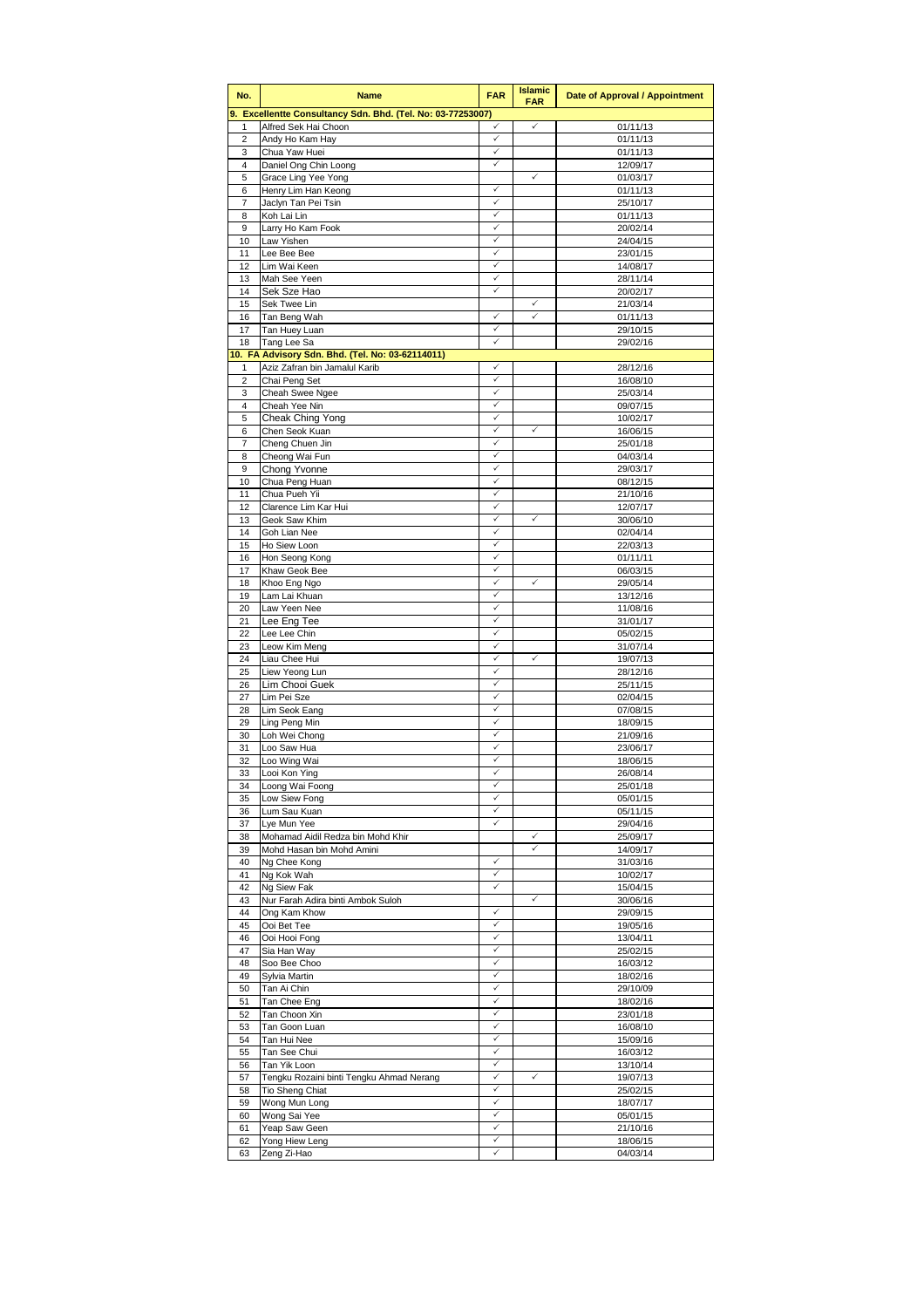| No. | Name | FAR | Islamic FAR | Date of Approval / Appointment |
|---|---|---|---|---|
| **9. Excellentte Consultancy Sdn. Bhd. (Tel. No: 03-77253007)** | | | | |
| 1 | Alfred Sek Hai Choon | ✓ | ✓ | 01/11/13 |
| 2 | Andy Ho Kam Hay | ✓ | | 01/11/13 |
| 3 | Chua Yaw Huei | ✓ | | 01/11/13 |
| 4 | Daniel Ong Chin Loong | ✓ | | 12/09/17 |
| 5 | Grace Ling Yee Yong | | ✓ | 01/03/17 |
| 6 | Henry Lim Han Keong | ✓ | | 01/11/13 |
| 7 | Jaclyn Tan Pei Tsin | ✓ | | 25/10/17 |
| 8 | Koh Lai Lin | ✓ | | 01/11/13 |
| 9 | Larry Ho Kam Fook | ✓ | | 20/02/14 |
| 10 | Law Yishen | ✓ | | 24/04/15 |
| 11 | Lee Bee Bee | ✓ | | 23/01/15 |
| 12 | Lim Wai Keen | ✓ | | 14/08/17 |
| 13 | Mah See Yeen | ✓ | | 28/11/14 |
| 14 | Sek Sze Hao | ✓ | | 20/02/17 |
| 15 | Sek Twee Lin | | ✓ | 21/03/14 |
| 16 | Tan Beng Wah | ✓ | ✓ | 01/11/13 |
| 17 | Tan Huey Luan | ✓ | | 29/10/15 |
| 18 | Tang Lee Sa | ✓ | | 29/02/16 |
| **10. FA Advisory Sdn. Bhd. (Tel. No: 03-62114011)** | | | | |
| 1 | Aziz Zafran bin Jamalul Karib | ✓ | | 28/12/16 |
| 2 | Chai Peng Set | ✓ | | 16/08/10 |
| 3 | Cheah Swee Ngee | ✓ | | 25/03/14 |
| 4 | Cheah Yee Nin | ✓ | | 09/07/15 |
| 5 | Cheak Ching Yong | ✓ | | 10/02/17 |
| 6 | Chen Seok Kuan | ✓ | ✓ | 16/06/15 |
| 7 | Cheng Chuen Jin | ✓ | | 25/01/18 |
| 8 | Cheong Wai Fun | ✓ | | 04/03/14 |
| 9 | Chong Yvonne | ✓ | | 29/03/17 |
| 10 | Chua Peng Huan | ✓ | | 08/12/15 |
| 11 | Chua Pueh Yii | ✓ | | 21/10/16 |
| 12 | Clarence Lim Kar Hui | ✓ | | 12/07/17 |
| 13 | Geok Saw Khim | ✓ | ✓ | 30/06/10 |
| 14 | Goh Lian Nee | ✓ | | 02/04/14 |
| 15 | Ho Siew Loon | ✓ | | 22/03/13 |
| 16 | Hon Seong Kong | ✓ | | 01/11/11 |
| 17 | Khaw Geok Bee | ✓ | | 06/03/15 |
| 18 | Khoo Eng Ngo | ✓ | ✓ | 29/05/14 |
| 19 | Lam Lai Khuan | ✓ | | 13/12/16 |
| 20 | Law Yeen Nee | ✓ | | 11/08/16 |
| 21 | Lee Eng Tee | ✓ | | 31/01/17 |
| 22 | Lee Lee Chin | ✓ | | 05/02/15 |
| 23 | Leow Kim Meng | ✓ | | 31/07/14 |
| 24 | Liau Chee Hui | ✓ | ✓ | 19/07/13 |
| 25 | Liew Yeong Lun | ✓ | | 28/12/16 |
| 26 | Lim Chooi Guek | ✓ | | 25/11/15 |
| 27 | Lim Pei Sze | ✓ | | 02/04/15 |
| 28 | Lim Seok Eang | ✓ | | 07/08/15 |
| 29 | Ling Peng Min | ✓ | | 18/09/15 |
| 30 | Loh Wei Chong | ✓ | | 21/09/16 |
| 31 | Loo Saw Hua | ✓ | | 23/06/17 |
| 32 | Loo Wing Wai | ✓ | | 18/06/15 |
| 33 | Looi Kon Ying | ✓ | | 26/08/14 |
| 34 | Loong Wai Foong | ✓ | | 25/01/18 |
| 35 | Low Siew Fong | ✓ | | 05/01/15 |
| 36 | Lum Sau Kuan | ✓ | | 05/11/15 |
| 37 | Lye Mun Yee | ✓ | | 29/04/16 |
| 38 | Mohamad Aidil Redza bin Mohd Khir | | ✓ | 25/09/17 |
| 39 | Mohd Hasan bin Mohd Amini | | ✓ | 14/09/17 |
| 40 | Ng Chee Kong | ✓ | | 31/03/16 |
| 41 | Ng Kok Wah | ✓ | | 10/02/17 |
| 42 | Ng Siew Fak | ✓ | | 15/04/15 |
| 43 | Nur Farah Adira binti Ambok Suloh | | ✓ | 30/06/16 |
| 44 | Ong Kam Khow | ✓ | | 29/09/15 |
| 45 | Ooi Bet Tee | ✓ | | 19/05/16 |
| 46 | Ooi Hooi Fong | ✓ | | 13/04/11 |
| 47 | Sia Han Way | ✓ | | 25/02/15 |
| 48 | Soo Bee Choo | ✓ | | 16/03/12 |
| 49 | Sylvia Martin | ✓ | | 18/02/16 |
| 50 | Tan Ai Chin | ✓ | | 29/10/09 |
| 51 | Tan Chee Eng | ✓ | | 18/02/16 |
| 52 | Tan Choon Xin | ✓ | | 23/01/18 |
| 53 | Tan Goon Luan | ✓ | | 16/08/10 |
| 54 | Tan Hui Nee | ✓ | | 15/09/16 |
| 55 | Tan See Chui | ✓ | | 16/03/12 |
| 56 | Tan Yik Loon | ✓ | | 13/10/14 |
| 57 | Tengku Rozaini binti Tengku Ahmad Nerang | ✓ | ✓ | 19/07/13 |
| 58 | Tio Sheng Chiat | ✓ | | 25/02/15 |
| 59 | Wong Mun Long | ✓ | | 18/07/17 |
| 60 | Wong Sai Yee | ✓ | | 05/01/15 |
| 61 | Yeap Saw Geen | ✓ | | 21/10/16 |
| 62 | Yong Hiew Leng | ✓ | | 18/06/15 |
| 63 | Zeng Zi-Hao | ✓ | | 04/03/14 |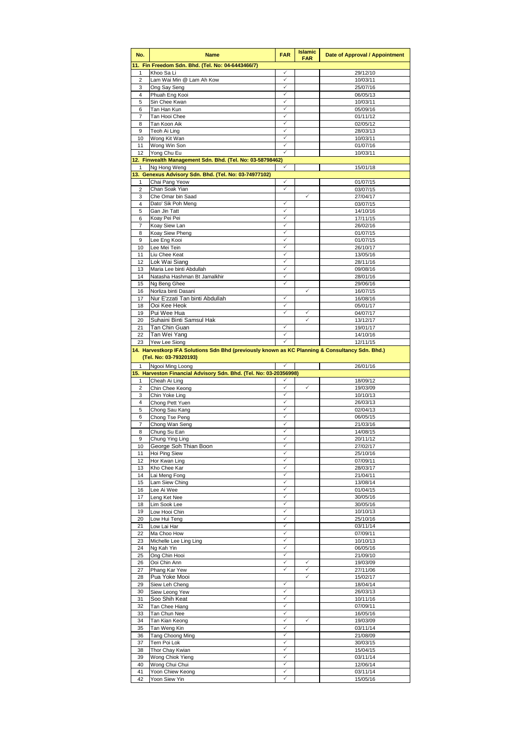| No. | Name | FAR | Islamic FAR | Date of Approval / Appointment |
|---|---|---|---|---|
| **11. Fin Freedom Sdn. Bhd. (Tel. No: 04-6443466/7)** | | | | |
| 1 | Khoo Sa Li | ✓ | | 29/12/10 |
| 2 | Lam Wai Min @ Lam Ah Kow | ✓ | | 10/03/11 |
| 3 | Ong Say Seng | ✓ | | 25/07/16 |
| 4 | Phuah Eng Kooi | ✓ | | 06/05/13 |
| 5 | Sin Chee Kwan | ✓ | | 10/03/11 |
| 6 | Tan Han Kun | ✓ | | 05/09/16 |
| 7 | Tan Hooi Chee | ✓ | | 01/11/12 |
| 8 | Tan Koon Aik | ✓ | | 02/05/12 |
| 9 | Teoh Ai Ling | ✓ | | 28/03/13 |
| 10 | Wong Kit Wan | ✓ | | 10/03/11 |
| 11 | Wong Win Son | ✓ | | 01/07/16 |
| 12 | Yong Chu Eu | ✓ | | 10/03/11 |
| **12. Finwealth Management Sdn. Bhd. (Tel. No: 03-58798462)** | | | | |
| 1 | Ng Hong Weng | ✓ | | 15/01/18 |
| **13. Genexus Advisory Sdn. Bhd. (Tel. No: 03-74977102)** | | | | |
| 1 | Chai Pang Yeow | ✓ | | 01/07/15 |
| 2 | Chan Soak Yian | ✓ | | 03/07/15 |
| 3 | Che Omar bin Saad | | ✓ | 27/04/17 |
| 4 | Dato' Sik Poh Meng | ✓ | | 03/07/15 |
| 5 | Gan Jin Tatt | ✓ | | 14/10/16 |
| 6 | Koay Pei Pei | ✓ | | 17/11/15 |
| 7 | Koay Siew Lan | ✓ | | 26/02/16 |
| 8 | Koay Siew Pheng | ✓ | | 01/07/15 |
| 9 | Lee Eng Kooi | ✓ | | 01/07/15 |
| 10 | Lee Mei Tein | ✓ | | 26/10/17 |
| 11 | Liu Chee Keat | ✓ | | 13/05/16 |
| 12 | Lok Wai Siang | ✓ | | 28/11/16 |
| 13 | Maria Lee binti Abdullah | ✓ | | 09/08/16 |
| 14 | Natasha Hashman Bt Jamalkhir | ✓ | | 28/01/16 |
| 15 | Ng Beng Ghee | ✓ | | 29/06/16 |
| 16 | Norliza binti Dasani | | ✓ | 16/07/15 |
| 17 | Nur E'zzati Tan binti Abdullah | ✓ | | 16/08/16 |
| 18 | Ooi Kee Heok | ✓ | | 05/01/17 |
| 19 | Pui Wee Hua | ✓ | ✓ | 04/07/17 |
| 20 | Suhaini Binti Samsul Hak | | ✓ | 13/12/17 |
| 21 | Tan Chin Guan | ✓ | | 19/01/17 |
| 22 | Tan Wei Yang | ✓ | | 14/10/16 |
| 23 | Yew Lee Siong | ✓ | | 12/11/15 |
| **14. Harvestkorp IFA Solutions Sdn Bhd (previously known as KC Planning & Consultancy Sdn. Bhd.) (Tel. No: 03-79320193)** | | | | |
| 1 | Ngooi Ming Loong | ✓ | | 26/01/16 |
| **15. Harveston Financial Advisory Sdn. Bhd. (Tel. No: 03-20356998)** | | | | |
| 1 | Cheah Ai Ling | ✓ | | 18/09/12 |
| 2 | Chin Chee Keong | ✓ | ✓ | 19/03/09 |
| 3 | Chin Yoke Ling | ✓ | | 10/10/13 |
| 4 | Chong Pett Yuen | ✓ | | 26/03/13 |
| 5 | Chong Sau Kang | ✓ | | 02/04/13 |
| 6 | Chong Tse Peng | ✓ | | 06/05/15 |
| 7 | Chong Wan Seng | ✓ | | 21/03/16 |
| 8 | Chung Su Ean | ✓ | | 14/08/15 |
| 9 | Chung Ying Ling | ✓ | | 20/11/12 |
| 10 | George Soh Thian Boon | ✓ | | 27/02/17 |
| 11 | Hoi Ping Siew | ✓ | | 25/10/16 |
| 12 | Hor Kwan Ling | ✓ | | 07/09/11 |
| 13 | Kho Chee Kar | ✓ | | 28/03/17 |
| 14 | Lai Meng Fong | ✓ | | 21/04/11 |
| 15 | Lam Siew Ching | ✓ | | 13/08/14 |
| 16 | Lee Ai Wee | ✓ | | 01/04/15 |
| 17 | Leng Ket Nee | ✓ | | 30/05/16 |
| 18 | Lim Sook Lee | ✓ | | 30/05/16 |
| 19 | Low Hooi Chin | ✓ | | 10/10/13 |
| 20 | Low Hui Teng | ✓ | | 25/10/16 |
| 21 | Low Lai Har | ✓ | | 03/11/14 |
| 22 | Ma Choo How | ✓ | | 07/09/11 |
| 23 | Michelle Lee Ling Ling | ✓ | | 10/10/13 |
| 24 | Ng Kah Yin | ✓ | | 06/05/16 |
| 25 | Ong Chin Hooi | ✓ | | 21/09/10 |
| 26 | Ooi Chin Ann | ✓ | ✓ | 19/03/09 |
| 27 | Phang Kar Yew | ✓ | ✓ | 27/11/06 |
| 28 | Pua Yoke Mooi | | ✓ | 15/02/17 |
| 29 | Siew Leh Cheng | ✓ | | 18/04/14 |
| 30 | Siew Leong Yew | ✓ | | 26/03/13 |
| 31 | Soo Shih Keat | ✓ | | 10/11/16 |
| 32 | Tan Chee Hiang | ✓ | | 07/09/11 |
| 33 | Tan Chun Nee | ✓ | | 16/05/16 |
| 34 | Tan Kian Keong | ✓ | ✓ | 19/03/09 |
| 35 | Tan Weng Kin | ✓ | | 03/11/14 |
| 36 | Tang Choong Ming | ✓ | | 21/08/09 |
| 37 | Tem Poi Lok | ✓ | | 30/03/15 |
| 38 | Thor Chay Kwian | ✓ | | 15/04/15 |
| 39 | Wong Chiok Yieng | ✓ | | 03/11/14 |
| 40 | Wong Chui Chui | ✓ | | 12/06/14 |
| 41 | Yoon Chiew Keong | ✓ | | 03/11/14 |
| 42 | Yoon Siew Yin | ✓ | | 15/05/16 |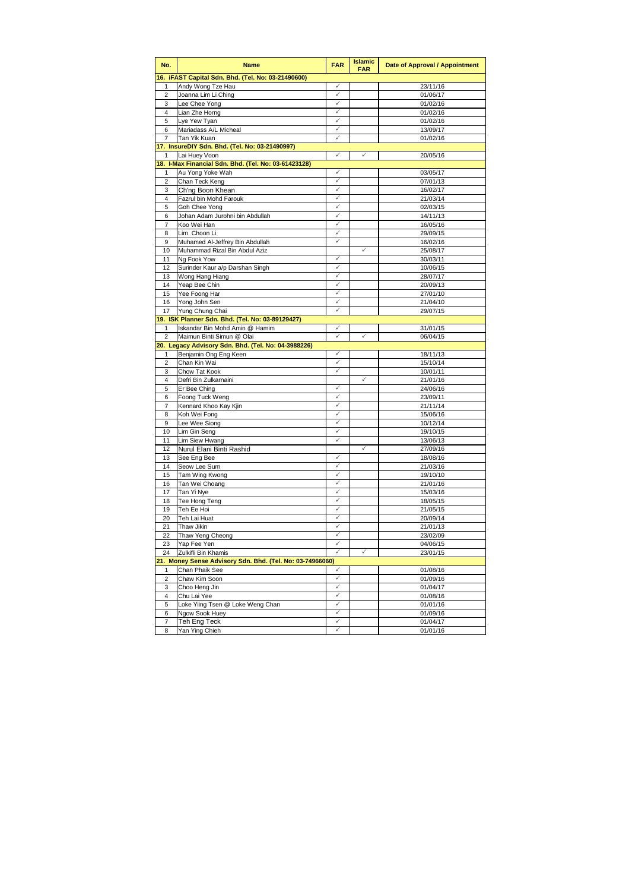| No. | Name | FAR | Islamic FAR | Date of Approval / Appointment |
|---|---|---|---|---|
| **16. iFAST Capital Sdn. Bhd. (Tel. No: 03-21490600)** | | | | |
| 1 | Andy Wong Tze Hau | ✓ | | 23/11/16 |
| 2 | Joanna Lim Li Ching | ✓ | | 01/06/17 |
| 3 | Lee Chee Yong | ✓ | | 01/02/16 |
| 4 | Lian Zhe Horng | ✓ | | 01/02/16 |
| 5 | Lye Yew Tyan | ✓ | | 01/02/16 |
| 6 | Mariadass A/L Micheal | ✓ | | 13/09/17 |
| 7 | Tan Yik Kuan | ✓ | | 01/02/16 |
| **17. InsureDIY Sdn. Bhd. (Tel. No: 03-21490997)** | | | | |
| 1 | Lai Huey Voon | ✓ | ✓ | 20/05/16 |
| **18. I-Max Financial Sdn. Bhd. (Tel. No: 03-61423128)** | | | | |
| 1 | Au Yong Yoke Wah | ✓ | | 03/05/17 |
| 2 | Chan Teck Keng | ✓ | | 07/01/13 |
| 3 | Ch'ng Boon Khean | ✓ | | 16/02/17 |
| 4 | Fazrul bin Mohd Farouk | ✓ | | 21/03/14 |
| 5 | Goh Chee Yong | ✓ | | 02/03/15 |
| 6 | Johan Adam Jurohni bin Abdullah | ✓ | | 14/11/13 |
| 7 | Koo Wei Han | ✓ | | 16/05/16 |
| 8 | Lim Choon Li | ✓ | | 29/09/15 |
| 9 | Muhamed Al-Jeffrey Bin Abdullah | ✓ | | 16/02/16 |
| 10 | Muhammad Rizal Bin Abdul Aziz | | ✓ | 25/08/17 |
| 11 | Ng Fook Yow | ✓ | | 30/03/11 |
| 12 | Surinder Kaur a/p Darshan Singh | ✓ | | 10/06/15 |
| 13 | Wong Hang Hiang | ✓ | | 28/07/17 |
| 14 | Yeap Bee Chin | ✓ | | 20/09/13 |
| 15 | Yee Foong Har | ✓ | | 27/01/10 |
| 16 | Yong John Sen | ✓ | | 21/04/10 |
| 17 | Yung Chung Chai | ✓ | | 29/07/15 |
| **19. ISK Planner Sdn. Bhd. (Tel. No: 03-89129427)** | | | | |
| 1 | Iskandar Bin Mohd Amin @ Hamim | ✓ | | 31/01/15 |
| 2 | Maimun Binti Simun @ Olai | ✓ | ✓ | 06/04/15 |
| **20. Legacy Advisory Sdn. Bhd. (Tel. No: 04-3988226)** | | | | |
| 1 | Benjamin Ong Eng Keen | ✓ | | 18/11/13 |
| 2 | Chan Kin Wai | ✓ | | 15/10/14 |
| 3 | Chow Tat Kook | ✓ | | 10/01/11 |
| 4 | Defri Bin Zulkarnaini | | ✓ | 21/01/16 |
| 5 | Er Bee Ching | ✓ | | 24/06/16 |
| 6 | Foong Tuck Weng | ✓ | | 23/09/11 |
| 7 | Kennard Khoo Kay Kjin | ✓ | | 21/11/14 |
| 8 | Koh Wei Fong | ✓ | | 15/06/16 |
| 9 | Lee Wee Siong | ✓ | | 10/12/14 |
| 10 | Lim Gin Seng | ✓ | | 19/10/15 |
| 11 | Lim Siew Hwang | ✓ | | 13/06/13 |
| 12 | Nurul Elani Binti Rashid | | ✓ | 27/09/16 |
| 13 | See Eng Bee | ✓ | | 18/08/16 |
| 14 | Seow Lee Sum | ✓ | | 21/03/16 |
| 15 | Tam Wing Kwong | ✓ | | 19/10/10 |
| 16 | Tan Wei Choang | ✓ | | 21/01/16 |
| 17 | Tan Yi Nye | ✓ | | 15/03/16 |
| 18 | Tee Hong Teng | ✓ | | 18/05/15 |
| 19 | Teh Ee Hoi | ✓ | | 21/05/15 |
| 20 | Teh Lai Huat | ✓ | | 20/09/14 |
| 21 | Thaw Jikin | ✓ | | 21/01/13 |
| 22 | Thaw Yeng Cheong | ✓ | | 23/02/09 |
| 23 | Yap Fee Yen | ✓ | | 04/06/15 |
| 24 | Zulkifli Bin Khamis | ✓ | ✓ | 23/01/15 |
| **21. Money Sense Advisory Sdn. Bhd. (Tel. No: 03-74966060)** | | | | |
| 1 | Chan Phaik See | ✓ | | 01/08/16 |
| 2 | Chaw Kim Soon | ✓ | | 01/09/16 |
| 3 | Choo Heng Jin | ✓ | | 01/04/17 |
| 4 | Chu Lai Yee | ✓ | | 01/08/16 |
| 5 | Loke Yiing Tsen @ Loke Weng Chan | ✓ | | 01/01/16 |
| 6 | Ngow Sook Huey | ✓ | | 01/09/16 |
| 7 | Teh Eng Teck | ✓ | | 01/04/17 |
| 8 | Yan Ying Chieh | ✓ | | 01/01/16 |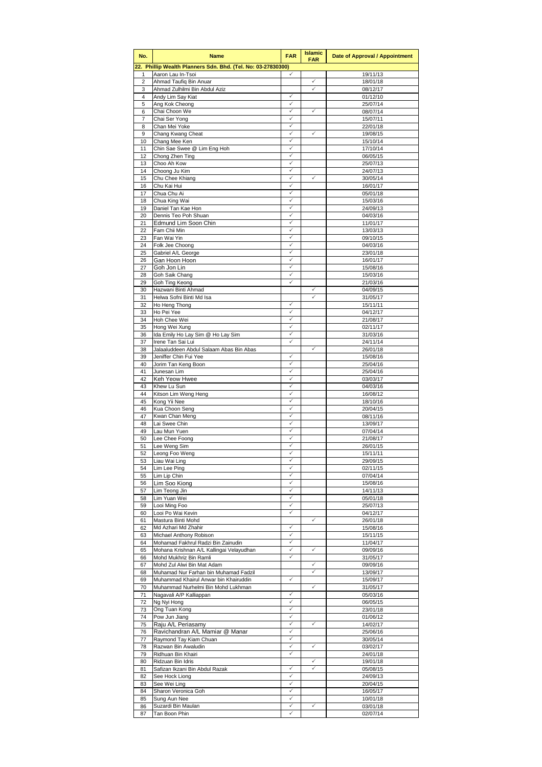| No. | Name | FAR | Islamic FAR | Date of Approval / Appointment |
|---|---|---|---|---|
| **22. Phillip Wealth Planners Sdn. Bhd. (Tel. No: 03-27830300)** | | | | |
| 1 | Aaron Lau In-Tsoi | ✓ | | 19/11/13 |
| 2 | Ahmad Taufiq Bin Anuar | | ✓ | 18/01/18 |
| 3 | Ahmad Zulhilmi Bin Abdul Aziz | | ✓ | 08/12/17 |
| 4 | Andy Lim Say Kiat | ✓ | | 01/12/10 |
| 5 | Ang Kok Cheong | ✓ | | 25/07/14 |
| 6 | Chai Choon We | ✓ | ✓ | 08/07/14 |
| 7 | Chai Ser Yong | ✓ | | 15/07/11 |
| 8 | Chan Mei Yoke | ✓ | | 22/01/18 |
| 9 | Chang Kwang Cheat | ✓ | ✓ | 19/08/15 |
| 10 | Chang Mee Ken | ✓ | | 15/10/14 |
| 11 | Chin Sae Swee @ Lim Eng Hoh | ✓ | | 17/10/14 |
| 12 | Chong Zhen Ting | ✓ | | 06/05/15 |
| 13 | Choo Ah Kow | ✓ | | 25/07/13 |
| 14 | Choong Ju Kim | ✓ | | 24/07/13 |
| 15 | Chu Chee Khiang | ✓ | ✓ | 30/05/14 |
| 16 | Chu Kai Hui | ✓ | | 16/01/17 |
| 17 | Chua Chu Ai | ✓ | | 05/01/18 |
| 18 | Chua King Wai | ✓ | | 15/03/16 |
| 19 | Daniel Tan Kae Hon | ✓ | | 24/09/13 |
| 20 | Dennis Teo Poh Shuan | ✓ | | 04/03/16 |
| 21 | Edmund Lim Soon Chin | ✓ | | 11/01/17 |
| 22 | Fam Chii Min | ✓ | | 13/03/13 |
| 23 | Fan Wai Yin | ✓ | | 09/10/15 |
| 24 | Folk Jee Choong | ✓ | | 04/03/16 |
| 25 | Gabriel A/L George | ✓ | | 23/01/18 |
| 26 | Gan Hoon Hoon | ✓ | | 16/01/17 |
| 27 | Goh Jon Lin | ✓ | | 15/08/16 |
| 28 | Goh Saik Chang | ✓ | | 15/03/16 |
| 29 | Goh Ting Keong | ✓ | | 21/03/16 |
| 30 | Hazwani Binti Ahmad | | ✓ | 04/09/15 |
| 31 | Helwa Sofni Binti Md Isa | | ✓ | 31/05/17 |
| 32 | Ho Heng Thong | ✓ | | 15/11/11 |
| 33 | Ho Pei Yee | ✓ | | 04/12/17 |
| 34 | Hoh Chee Wei | ✓ | | 21/08/17 |
| 35 | Hong Wei Xung | ✓ | | 02/11/17 |
| 36 | Ida Emily Ho Lay Sim @ Ho Lay Sim | ✓ | | 31/03/16 |
| 37 | Irene Tan Sai Lui | ✓ | | 24/11/14 |
| 38 | Jalaaluddeen Abdul Salaam Abas Bin Abas | | ✓ | 26/01/18 |
| 39 | Jeniffer Chin Fui Yee | ✓ | | 15/08/16 |
| 40 | Jorim Tan Keng Boon | ✓ | | 25/04/16 |
| 41 | Junesan Lim | ✓ | | 25/04/16 |
| 42 | Keh Yeow Hwee | ✓ | | 03/03/17 |
| 43 | Khew Lu Sun | ✓ | | 04/03/16 |
| 44 | Kitson Lim Weng Heng | ✓ | | 16/08/12 |
| 45 | Kong Yii Nee | ✓ | | 18/10/16 |
| 46 | Kua Choon Seng | ✓ | | 20/04/15 |
| 47 | Kwan Chan Meng | ✓ | | 08/11/16 |
| 48 | Lai Swee Chin | ✓ | | 13/09/17 |
| 49 | Lau Mun Yuen | ✓ | | 07/04/14 |
| 50 | Lee Chee Foong | ✓ | | 21/08/17 |
| 51 | Lee Weng Sim | ✓ | | 26/01/15 |
| 52 | Leong Foo Weng | ✓ | | 15/11/11 |
| 53 | Liau Wai Ling | ✓ | | 29/09/15 |
| 54 | Lim Lee Ping | ✓ | | 02/11/15 |
| 55 | Lim Lip Chin | ✓ | | 07/04/14 |
| 56 | Lim Soo Kiong | ✓ | | 15/08/16 |
| 57 | Lim Teong Jin | ✓ | | 14/11/13 |
| 58 | Lim Yuan Wei | ✓ | | 05/01/18 |
| 59 | Looi Ming Foo | ✓ | | 25/07/13 |
| 60 | Looi Po Wai Kevin | ✓ | | 04/12/17 |
| 61 | Mastura Binti Mohd | | ✓ | 26/01/18 |
| 62 | Md Azhari Md Zhahir | ✓ | | 15/08/16 |
| 63 | Michael Anthony Robison | ✓ | | 15/11/15 |
| 64 | Mohamad Fakhrul Radzi Bin Zainudin | ✓ | | 11/04/17 |
| 65 | Mohana Krishnan A/L Kallingai Velayudhan | ✓ | ✓ | 09/09/16 |
| 66 | Mohd Mukhriz Bin Ramli | ✓ | | 31/05/17 |
| 67 | Mohd Zul Alwi Bin Mat Adam | | ✓ | 09/09/16 |
| 68 | Muhamad Nur Farhan bin Muhamad Fadzil | | ✓ | 13/09/17 |
| 69 | Muhammad Khairul Anwar bin Khairuddin | ✓ | | 15/09/17 |
| 70 | Muhammad Nurhelmi Bin Mohd Lukhman | | ✓ | 31/05/17 |
| 71 | Nagavali A/P Kalliappan | ✓ | | 05/03/16 |
| 72 | Ng Nyi Hong | ✓ | | 06/05/15 |
| 73 | Ong Tuan Kong | ✓ | | 23/01/18 |
| 74 | Pow Jun Jiang | ✓ | | 01/06/12 |
| 75 | Raju A/L Periasamy | ✓ | ✓ | 14/02/17 |
| 76 | Ravichandran A/L Mamiar @ Manar | ✓ | | 25/06/16 |
| 77 | Raymond Tay Kiam Chuan | ✓ | | 30/05/14 |
| 78 | Razwan Bin Awaludin | ✓ | ✓ | 03/02/17 |
| 79 | Ridhuan Bin Khairi | ✓ | | 24/01/18 |
| 80 | Ridzuan Bin Idris | | ✓ | 19/01/18 |
| 81 | Safizan Ikzani Bin Abdul Razak | ✓ | ✓ | 05/08/15 |
| 82 | See Hock Liong | ✓ | | 24/09/13 |
| 83 | See Wei Ling | ✓ | | 20/04/15 |
| 84 | Sharon Veronica Goh | ✓ | | 16/05/17 |
| 85 | Sung Aun Nee | ✓ | | 10/01/18 |
| 86 | Suzardi Bin Maulan | ✓ | ✓ | 03/01/18 |
| 87 | Tan Boon Phin | ✓ | | 02/07/14 |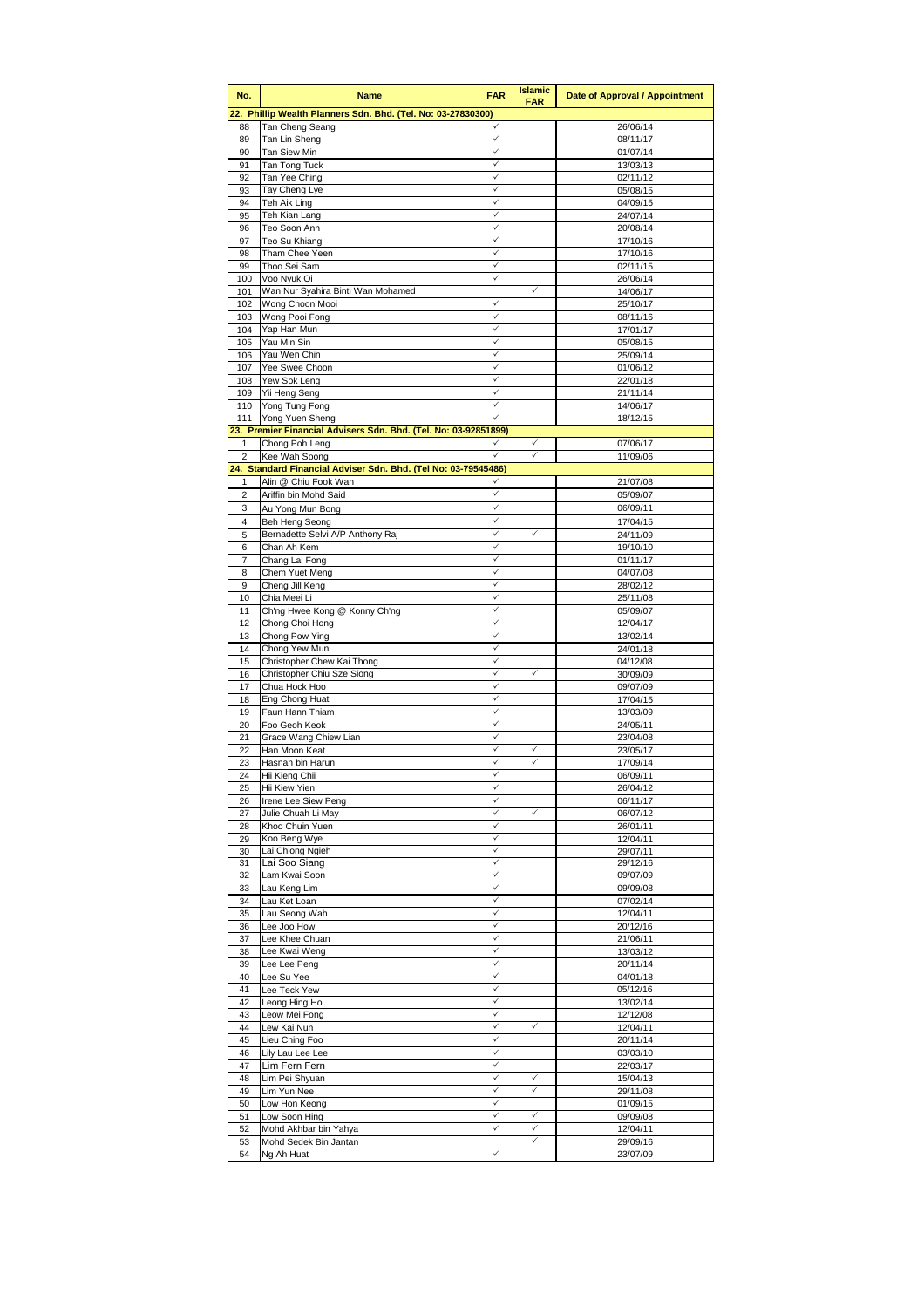| No. | Name | FAR | Islamic FAR | Date of Approval / Appointment |
|---|---|---|---|---|
| **22. Phillip Wealth Planners Sdn. Bhd. (Tel. No: 03-27830300)** | | | | |
| 88 | Tan Cheng Seang | ✓ | | 26/06/14 |
| 89 | Tan Lin Sheng | ✓ | | 08/11/17 |
| 90 | Tan Siew Min | ✓ | | 01/07/14 |
| 91 | Tan Tong Tuck | ✓ | | 13/03/13 |
| 92 | Tan Yee Ching | ✓ | | 02/11/12 |
| 93 | Tay Cheng Lye | ✓ | | 05/08/15 |
| 94 | Teh Aik Ling | ✓ | | 04/09/15 |
| 95 | Teh Kian Lang | ✓ | | 24/07/14 |
| 96 | Teo Soon Ann | ✓ | | 20/08/14 |
| 97 | Teo Su Khiang | ✓ | | 17/10/16 |
| 98 | Tham Chee Yeen | ✓ | | 17/10/16 |
| 99 | Thoo Sei Sam | ✓ | | 02/11/15 |
| 100 | Voo Nyuk Oi | ✓ | | 26/06/14 |
| 101 | Wan Nur Syahira Binti Wan Mohamed | | ✓ | 14/06/17 |
| 102 | Wong Choon Mooi | ✓ | | 25/10/17 |
| 103 | Wong Pooi Fong | ✓ | | 08/11/16 |
| 104 | Yap Han Mun | ✓ | | 17/01/17 |
| 105 | Yau Min Sin | ✓ | | 05/08/15 |
| 106 | Yau Wen Chin | ✓ | | 25/09/14 |
| 107 | Yee Swee Choon | ✓ | | 01/06/12 |
| 108 | Yew Sok Leng | ✓ | | 22/01/18 |
| 109 | Yii Heng Seng | ✓ | | 21/11/14 |
| 110 | Yong Tung Fong | ✓ | | 14/06/17 |
| 111 | Yong Yuen Sheng | ✓ | | 18/12/15 |
| **23. Premier Financial Advisers Sdn. Bhd. (Tel. No: 03-92851899)** | | | | |
| 1 | Chong Poh Leng | ✓ | ✓ | 07/06/17 |
| 2 | Kee Wah Soong | ✓ | ✓ | 11/09/06 |
| **24. Standard Financial Adviser Sdn. Bhd. (Tel No: 03-79545486)** | | | | |
| 1 | Alin @ Chiu Fook Wah | ✓ | | 21/07/08 |
| 2 | Ariffin bin Mohd Said | ✓ | | 05/09/07 |
| 3 | Au Yong Mun Bong | ✓ | | 06/09/11 |
| 4 | Beh Heng Seong | ✓ | | 17/04/15 |
| 5 | Bernadette Selvi A/P Anthony Raj | ✓ | ✓ | 24/11/09 |
| 6 | Chan Ah Kem | ✓ | | 19/10/10 |
| 7 | Chang Lai Fong | ✓ | | 01/11/17 |
| 8 | Chem Yuet Meng | ✓ | | 04/07/08 |
| 9 | Cheng Jill Keng | ✓ | | 28/02/12 |
| 10 | Chia Meei Li | ✓ | | 25/11/08 |
| 11 | Ch'ng Hwee Kong @ Konny Ch'ng | ✓ | | 05/09/07 |
| 12 | Chong Choi Hong | ✓ | | 12/04/17 |
| 13 | Chong Pow Ying | ✓ | | 13/02/14 |
| 14 | Chong Yew Mun | ✓ | | 24/01/18 |
| 15 | Christopher Chew Kai Thong | ✓ | | 04/12/08 |
| 16 | Christopher Chiu Sze Siong | ✓ | ✓ | 30/09/09 |
| 17 | Chua Hock Hoo | ✓ | | 09/07/09 |
| 18 | Eng Chong Huat | ✓ | | 17/04/15 |
| 19 | Faun Hann Thiam | ✓ | | 13/03/09 |
| 20 | Foo Geoh Keok | ✓ | | 24/05/11 |
| 21 | Grace Wang Chiew Lian | ✓ | | 23/04/08 |
| 22 | Han Moon Keat | ✓ | ✓ | 23/05/17 |
| 23 | Hasnan bin Harun | ✓ | ✓ | 17/09/14 |
| 24 | Hii Kieng Chii | ✓ | | 06/09/11 |
| 25 | Hii Kiew Yien | ✓ | | 26/04/12 |
| 26 | Irene Lee Siew Peng | ✓ | | 06/11/17 |
| 27 | Julie Chuah Li May | ✓ | ✓ | 06/07/12 |
| 28 | Khoo Chuin Yuen | ✓ | | 26/01/11 |
| 29 | Koo Beng Wye | ✓ | | 12/04/11 |
| 30 | Lai Chiong Ngieh | ✓ | | 29/07/11 |
| 31 | Lai Soo Siang | ✓ | | 29/12/16 |
| 32 | Lam Kwai Soon | ✓ | | 09/07/09 |
| 33 | Lau Keng Lim | ✓ | | 09/09/08 |
| 34 | Lau Ket Loan | ✓ | | 07/02/14 |
| 35 | Lau Seong Wah | ✓ | | 12/04/11 |
| 36 | Lee Joo How | ✓ | | 20/12/16 |
| 37 | Lee Khee Chuan | ✓ | | 21/06/11 |
| 38 | Lee Kwai Weng | ✓ | | 13/03/12 |
| 39 | Lee Lee Peng | ✓ | | 20/11/14 |
| 40 | Lee Su Yee | ✓ | | 04/01/18 |
| 41 | Lee Teck Yew | ✓ | | 05/12/16 |
| 42 | Leong Hing Ho | ✓ | | 13/02/14 |
| 43 | Leow Mei Fong | ✓ | | 12/12/08 |
| 44 | Lew Kai Nun | ✓ | ✓ | 12/04/11 |
| 45 | Lieu Ching Foo | ✓ | | 20/11/14 |
| 46 | Lily Lau Lee Lee | ✓ | | 03/03/10 |
| 47 | Lim Fern Fern | ✓ | | 22/03/17 |
| 48 | Lim Pei Shyuan | ✓ | ✓ | 15/04/13 |
| 49 | Lim Yun Nee | ✓ | ✓ | 29/11/08 |
| 50 | Low Hon Keong | ✓ | | 01/09/15 |
| 51 | Low Soon Hing | ✓ | ✓ | 09/09/08 |
| 52 | Mohd Akhbar bin Yahya | ✓ | ✓ | 12/04/11 |
| 53 | Mohd Sedek Bin Jantan | | ✓ | 29/09/16 |
| 54 | Ng Ah Huat | ✓ | | 23/07/09 |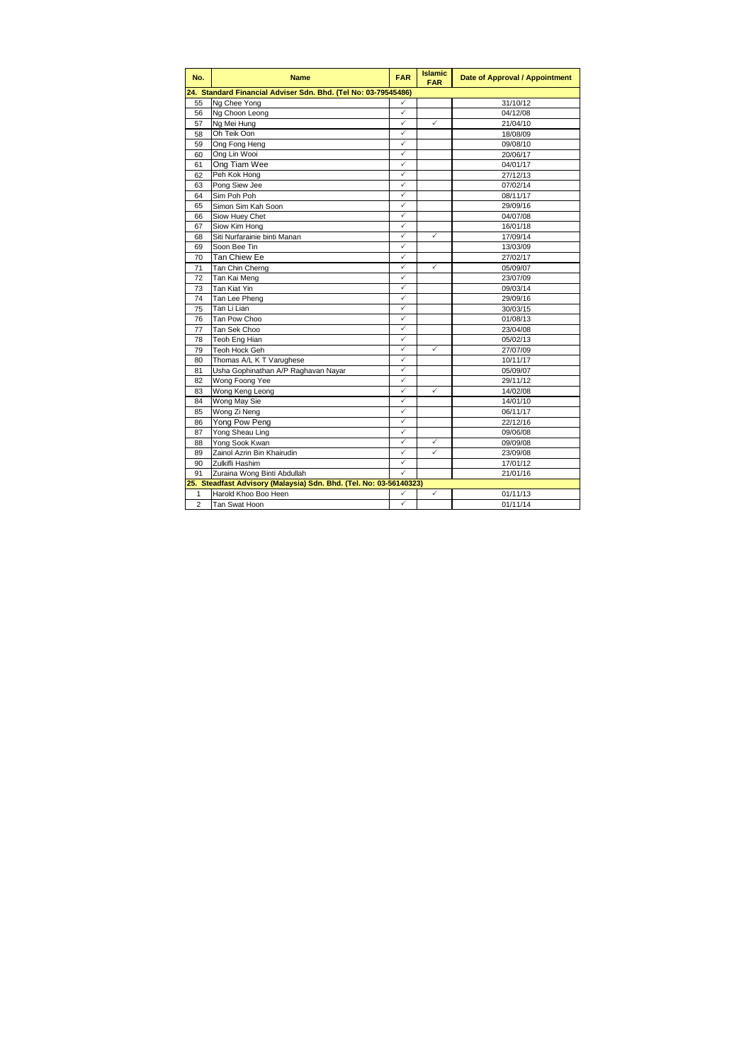| No. | Name | FAR | Islamic FAR | Date of Approval / Appointment |
|---|---|---|---|---|
| **24. Standard Financial Adviser Sdn. Bhd. (Tel No: 03-79545486)** | | | | |
| 55 | Ng Chee Yong | ✓ | | 31/10/12 |
| 56 | Ng Choon Leong | ✓ | | 04/12/08 |
| 57 | Ng Mei Hung | ✓ | ✓ | 21/04/10 |
| 58 | Oh Teik Oon | ✓ | | 18/08/09 |
| 59 | Ong Fong Heng | ✓ | | 09/08/10 |
| 60 | Ong Lin Wooi | ✓ | | 20/06/17 |
| 61 | Ong Tiam Wee | ✓ | | 04/01/17 |
| 62 | Peh Kok Hong | ✓ | | 27/12/13 |
| 63 | Pong Siew Jee | ✓ | | 07/02/14 |
| 64 | Sim Poh Poh | ✓ | | 08/11/17 |
| 65 | Simon Sim Kah Soon | ✓ | | 29/09/16 |
| 66 | Siow Huey Chet | ✓ | | 04/07/08 |
| 67 | Siow Kim Hong | ✓ | | 16/01/18 |
| 68 | Siti Nurfarainie binti Manan | ✓ | ✓ | 17/09/14 |
| 69 | Soon Bee Tin | ✓ | | 13/03/09 |
| 70 | Tan Chiew Ee | ✓ | | 27/02/17 |
| 71 | Tan Chin Cherng | ✓ | ✓ | 05/09/07 |
| 72 | Tan Kai Meng | ✓ | | 23/07/09 |
| 73 | Tan Kiat Yin | ✓ | | 09/03/14 |
| 74 | Tan Lee Pheng | ✓ | | 29/09/16 |
| 75 | Tan Li Lian | ✓ | | 30/03/15 |
| 76 | Tan Pow Choo | ✓ | | 01/08/13 |
| 77 | Tan Sek Choo | ✓ | | 23/04/08 |
| 78 | Teoh Eng Hian | ✓ | | 05/02/13 |
| 79 | Teoh Hock Geh | ✓ | ✓ | 27/07/09 |
| 80 | Thomas A/L K T Varughese | ✓ | | 10/11/17 |
| 81 | Usha Gophinathan A/P Raghavan Nayar | ✓ | | 05/09/07 |
| 82 | Wong Foong Yee | ✓ | | 29/11/12 |
| 83 | Wong Keng Leong | ✓ | ✓ | 14/02/08 |
| 84 | Wong May Sie | ✓ | | 14/01/10 |
| 85 | Wong Zi Neng | ✓ | | 06/11/17 |
| 86 | Yong Pow Peng | ✓ | | 22/12/16 |
| 87 | Yong Sheau Ling | ✓ | | 09/06/08 |
| 88 | Yong Sook Kwan | ✓ | ✓ | 09/09/08 |
| 89 | Zainol Azrin Bin Khairudin | ✓ | ✓ | 23/09/08 |
| 90 | Zulkifli Hashim | ✓ | | 17/01/12 |
| 91 | Zuraina Wong Binti Abdullah | ✓ | | 21/01/16 |
| **25. Steadfast Advisory (Malaysia) Sdn. Bhd. (Tel. No: 03-56140323)** | | | | |
| 1 | Harold Khoo Boo Heen | ✓ | ✓ | 01/11/13 |
| 2 | Tan Swat Hoon | ✓ | | 01/11/14 |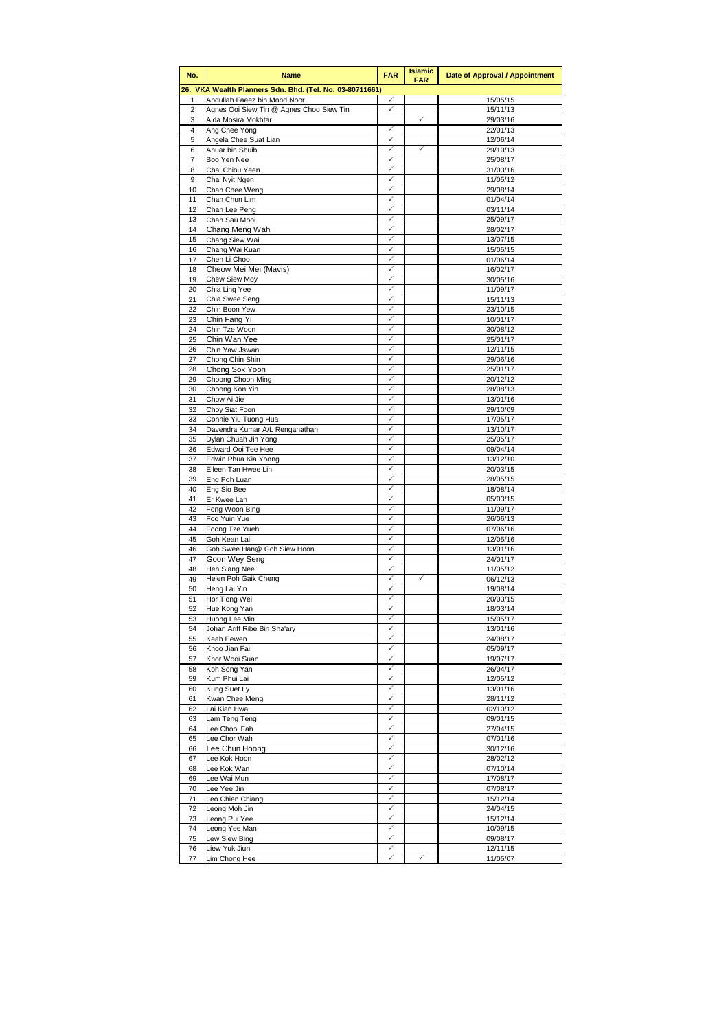| No. | Name | FAR | Islamic FAR | Date of Approval / Appointment |
|---|---|---|---|---|
| **26. VKA Wealth Planners Sdn. Bhd. (Tel. No: 03-80711661)** | | | | |
| 1 | Abdullah Faeez bin Mohd Noor | ✓ | | 15/05/15 |
| 2 | Agnes Ooi Siew Tin @ Agnes Choo Siew Tin | ✓ | | 15/11/13 |
| 3 | Aida Mosira Mokhtar | | ✓ | 29/03/16 |
| 4 | Ang Chee Yong | ✓ | | 22/01/13 |
| 5 | Angela Chee Suat Lian | ✓ | | 12/06/14 |
| 6 | Anuar bin Shuib | ✓ | ✓ | 29/10/13 |
| 7 | Boo Yen Nee | ✓ | | 25/08/17 |
| 8 | Chai Chiou Yeen | ✓ | | 31/03/16 |
| 9 | Chai Nyit Ngen | ✓ | | 11/05/12 |
| 10 | Chan Chee Weng | ✓ | | 29/08/14 |
| 11 | Chan Chun Lim | ✓ | | 01/04/14 |
| 12 | Chan Lee Peng | ✓ | | 03/11/14 |
| 13 | Chan Sau Mooi | ✓ | | 25/09/17 |
| 14 | Chang Meng Wah | ✓ | | 28/02/17 |
| 15 | Chang Siew Wai | ✓ | | 13/07/15 |
| 16 | Chang Wai Kuan | ✓ | | 15/05/15 |
| 17 | Chen Li Choo | ✓ | | 01/06/14 |
| 18 | Cheow Mei Mei (Mavis) | ✓ | | 16/02/17 |
| 19 | Chew Siew Moy | ✓ | | 30/05/16 |
| 20 | Chia Ling Yee | ✓ | | 11/09/17 |
| 21 | Chia Swee Seng | ✓ | | 15/11/13 |
| 22 | Chin Boon Yew | ✓ | | 23/10/15 |
| 23 | Chin Fang Yi | ✓ | | 10/01/17 |
| 24 | Chin Tze Woon | ✓ | | 30/08/12 |
| 25 | Chin Wan Yee | ✓ | | 25/01/17 |
| 26 | Chin Yaw Jswan | ✓ | | 12/11/15 |
| 27 | Chong Chin Shin | ✓ | | 29/06/16 |
| 28 | Chong Sok Yoon | ✓ | | 25/01/17 |
| 29 | Choong Choon Ming | ✓ | | 20/12/12 |
| 30 | Choong Kon Yin | ✓ | | 28/08/13 |
| 31 | Chow Ai Jie | ✓ | | 13/01/16 |
| 32 | Choy Siat Foon | ✓ | | 29/10/09 |
| 33 | Connie Yiu Tuong Hua | ✓ | | 17/05/17 |
| 34 | Davendra Kumar A/L Renganathan | ✓ | | 13/10/17 |
| 35 | Dylan Chuah Jin Yong | ✓ | | 25/05/17 |
| 36 | Edward Ooi Tee Hee | ✓ | | 09/04/14 |
| 37 | Edwin Phua Kia Yoong | ✓ | | 13/12/10 |
| 38 | Eileen Tan Hwee Lin | ✓ | | 20/03/15 |
| 39 | Eng Poh Luan | ✓ | | 28/05/15 |
| 40 | Eng Sio Bee | ✓ | | 18/08/14 |
| 41 | Er Kwee Lan | ✓ | | 05/03/15 |
| 42 | Fong Woon Bing | ✓ | | 11/09/17 |
| 43 | Foo Yuin Yue | ✓ | | 26/06/13 |
| 44 | Foong Tze Yueh | ✓ | | 07/06/16 |
| 45 | Goh Kean Lai | ✓ | | 12/05/16 |
| 46 | Goh Swee Han@ Goh Siew Hoon | ✓ | | 13/01/16 |
| 47 | Goon Wey Seng | ✓ | | 24/01/17 |
| 48 | Heh Siang Nee | ✓ | | 11/05/12 |
| 49 | Helen Poh Gaik Cheng | ✓ | ✓ | 06/12/13 |
| 50 | Heng Lai Yin | ✓ | | 19/08/14 |
| 51 | Hor Tiong Wei | ✓ | | 20/03/15 |
| 52 | Hue Kong Yan | ✓ | | 18/03/14 |
| 53 | Huong Lee Min | ✓ | | 15/05/17 |
| 54 | Johan Ariff Ribe Bin Sha'ary | ✓ | | 13/01/16 |
| 55 | Keah Eewen | ✓ | | 24/08/17 |
| 56 | Khoo Jian Fai | ✓ | | 05/09/17 |
| 57 | Khor Wooi Suan | ✓ | | 19/07/17 |
| 58 | Koh Song Yan | ✓ | | 26/04/17 |
| 59 | Kum Phui Lai | ✓ | | 12/05/12 |
| 60 | Kung Suet Ly | ✓ | | 13/01/16 |
| 61 | Kwan Chee Meng | ✓ | | 28/11/12 |
| 62 | Lai Kian Hwa | ✓ | | 02/10/12 |
| 63 | Lam Teng Teng | ✓ | | 09/01/15 |
| 64 | Lee Chooi Fah | ✓ | | 27/04/15 |
| 65 | Lee Chor Wah | ✓ | | 07/01/16 |
| 66 | Lee Chun Hoong | ✓ | | 30/12/16 |
| 67 | Lee Kok Hoon | ✓ | | 28/02/12 |
| 68 | Lee Kok Wan | ✓ | | 07/10/14 |
| 69 | Lee Wai Mun | ✓ | | 17/08/17 |
| 70 | Lee Yee Jin | ✓ | | 07/08/17 |
| 71 | Leo Chien Chiang | ✓ | | 15/12/14 |
| 72 | Leong Moh Jin | ✓ | | 24/04/15 |
| 73 | Leong Pui Yee | ✓ | | 15/12/14 |
| 74 | Leong Yee Man | ✓ | | 10/09/15 |
| 75 | Lew Siew Bing | ✓ | | 09/08/17 |
| 76 | Liew Yuk Jiun | ✓ | | 12/11/15 |
| 77 | Lim Chong Hee | ✓ | ✓ | 11/05/07 |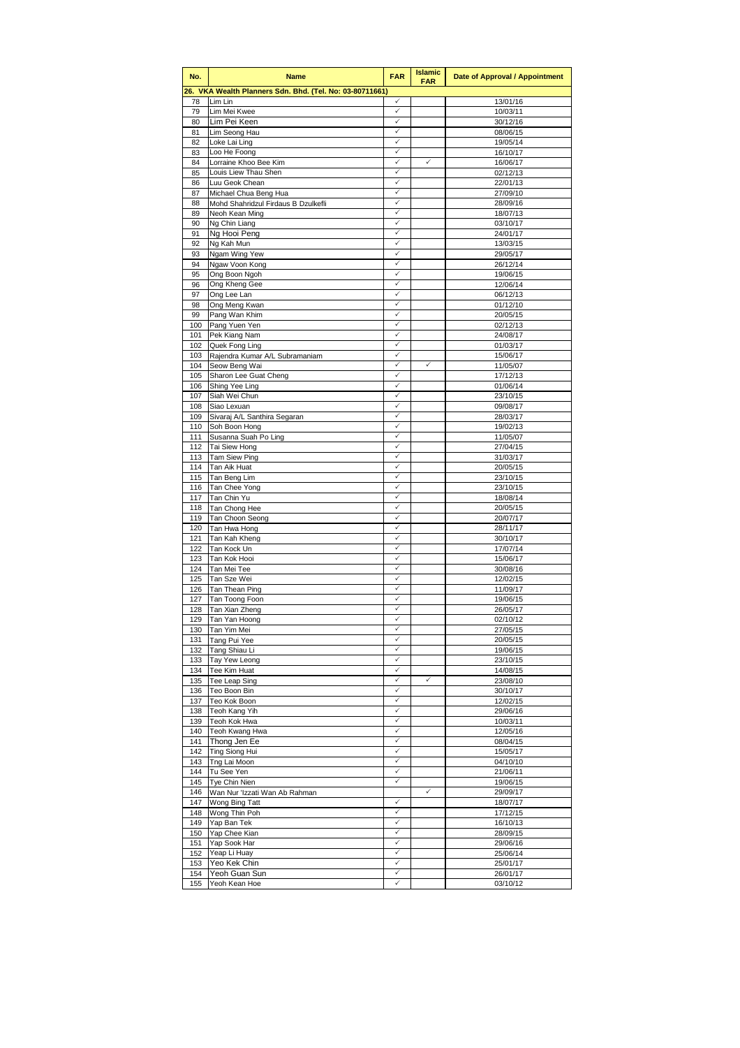| No. | Name | FAR | Islamic FAR | Date of Approval / Appointment |
|---|---|---|---|---|
| **26. VKA Wealth Planners Sdn. Bhd. (Tel. No: 03-80711661)** | | | | |
| 78 | Lim Lin | ✓ | | 13/01/16 |
| 79 | Lim Mei Kwee | ✓ | | 10/03/11 |
| 80 | Lim Pei Keen | ✓ | | 30/12/16 |
| 81 | Lim Seong Hau | ✓ | | 08/06/15 |
| 82 | Loke Lai Ling | ✓ | | 19/05/14 |
| 83 | Loo He Foong | ✓ | | 16/10/17 |
| 84 | Lorraine Khoo Bee Kim | ✓ | ✓ | 16/06/17 |
| 85 | Louis Liew Thau Shen | ✓ | | 02/12/13 |
| 86 | Luu Geok Chean | ✓ | | 22/01/13 |
| 87 | Michael Chua Beng Hua | ✓ | | 27/09/10 |
| 88 | Mohd Shahridzul Firdaus B Dzulkefli | ✓ | | 28/09/16 |
| 89 | Neoh Kean Ming | ✓ | | 18/07/13 |
| 90 | Ng Chin Liang | ✓ | | 03/10/17 |
| 91 | Ng Hooi Peng | ✓ | | 24/01/17 |
| 92 | Ng Kah Mun | ✓ | | 13/03/15 |
| 93 | Ngam Wing Yew | ✓ | | 29/05/17 |
| 94 | Ngaw Voon Kong | ✓ | | 26/12/14 |
| 95 | Ong Boon Ngoh | ✓ | | 19/06/15 |
| 96 | Ong Kheng Gee | ✓ | | 12/06/14 |
| 97 | Ong Lee Lan | ✓ | | 06/12/13 |
| 98 | Ong Meng Kwan | ✓ | | 01/12/10 |
| 99 | Pang Wan Khim | ✓ | | 20/05/15 |
| 100 | Pang Yuen Yen | ✓ | | 02/12/13 |
| 101 | Pek Kiang Nam | ✓ | | 24/08/17 |
| 102 | Quek Fong Ling | ✓ | | 01/03/17 |
| 103 | Rajendra Kumar A/L Subramaniam | ✓ | | 15/06/17 |
| 104 | Seow Beng Wai | ✓ | ✓ | 11/05/07 |
| 105 | Sharon Lee Guat Cheng | ✓ | | 17/12/13 |
| 106 | Shing Yee Ling | ✓ | | 01/06/14 |
| 107 | Siah Wei Chun | ✓ | | 23/10/15 |
| 108 | Siao Lexuan | ✓ | | 09/08/17 |
| 109 | Sivaraj A/L Santhira Segaran | ✓ | | 28/03/17 |
| 110 | Soh Boon Hong | ✓ | | 19/02/13 |
| 111 | Susanna Suah Po Ling | ✓ | | 11/05/07 |
| 112 | Tai Siew Hong | ✓ | | 27/04/15 |
| 113 | Tam Siew Ping | ✓ | | 31/03/17 |
| 114 | Tan Aik Huat | ✓ | | 20/05/15 |
| 115 | Tan Beng Lim | ✓ | | 23/10/15 |
| 116 | Tan Chee Yong | ✓ | | 23/10/15 |
| 117 | Tan Chin Yu | ✓ | | 18/08/14 |
| 118 | Tan Chong Hee | ✓ | | 20/05/15 |
| 119 | Tan Choon Seong | ✓ | | 20/07/17 |
| 120 | Tan Hwa Hong | ✓ | | 28/11/17 |
| 121 | Tan Kah Kheng | ✓ | | 30/10/17 |
| 122 | Tan Kock Un | ✓ | | 17/07/14 |
| 123 | Tan Kok Hooi | ✓ | | 15/06/17 |
| 124 | Tan Mei Tee | ✓ | | 30/08/16 |
| 125 | Tan Sze Wei | ✓ | | 12/02/15 |
| 126 | Tan Thean Ping | ✓ | | 11/09/17 |
| 127 | Tan Toong Foon | ✓ | | 19/06/15 |
| 128 | Tan Xian Zheng | ✓ | | 26/05/17 |
| 129 | Tan Yan Hoong | ✓ | | 02/10/12 |
| 130 | Tan Yim Mei | ✓ | | 27/05/15 |
| 131 | Tang Pui Yee | ✓ | | 20/05/15 |
| 132 | Tang Shiau Li | ✓ | | 19/06/15 |
| 133 | Tay Yew Leong | ✓ | | 23/10/15 |
| 134 | Tee Kim Huat | ✓ | | 14/08/15 |
| 135 | Tee Leap Sing | ✓ | ✓ | 23/08/10 |
| 136 | Teo Boon Bin | ✓ | | 30/10/17 |
| 137 | Teo Kok Boon | ✓ | | 12/02/15 |
| 138 | Teoh Kang Yih | ✓ | | 29/06/16 |
| 139 | Teoh Kok Hwa | ✓ | | 10/03/11 |
| 140 | Teoh Kwang Hwa | ✓ | | 12/05/16 |
| 141 | Thong Jen Ee | ✓ | | 08/04/15 |
| 142 | Ting Siong Hui | ✓ | | 15/05/17 |
| 143 | Tng Lai Moon | ✓ | | 04/10/10 |
| 144 | Tu See Yen | ✓ | | 21/06/11 |
| 145 | Tye Chin Nien | ✓ | | 19/06/15 |
| 146 | Wan Nur 'Izzati Wan Ab Rahman | | ✓ | 29/09/17 |
| 147 | Wong Bing Tatt | ✓ | | 18/07/17 |
| 148 | Wong Thin Poh | ✓ | | 17/12/15 |
| 149 | Yap Ban Tek | ✓ | | 16/10/13 |
| 150 | Yap Chee Kian | ✓ | | 28/09/15 |
| 151 | Yap Sook Har | ✓ | | 29/06/16 |
| 152 | Yeap Li Huay | ✓ | | 25/06/14 |
| 153 | Yeo Kek Chin | ✓ | | 25/01/17 |
| 154 | Yeoh Guan Sun | ✓ | | 26/01/17 |
| 155 | Yeoh Kean Hoe | ✓ | | 03/10/12 |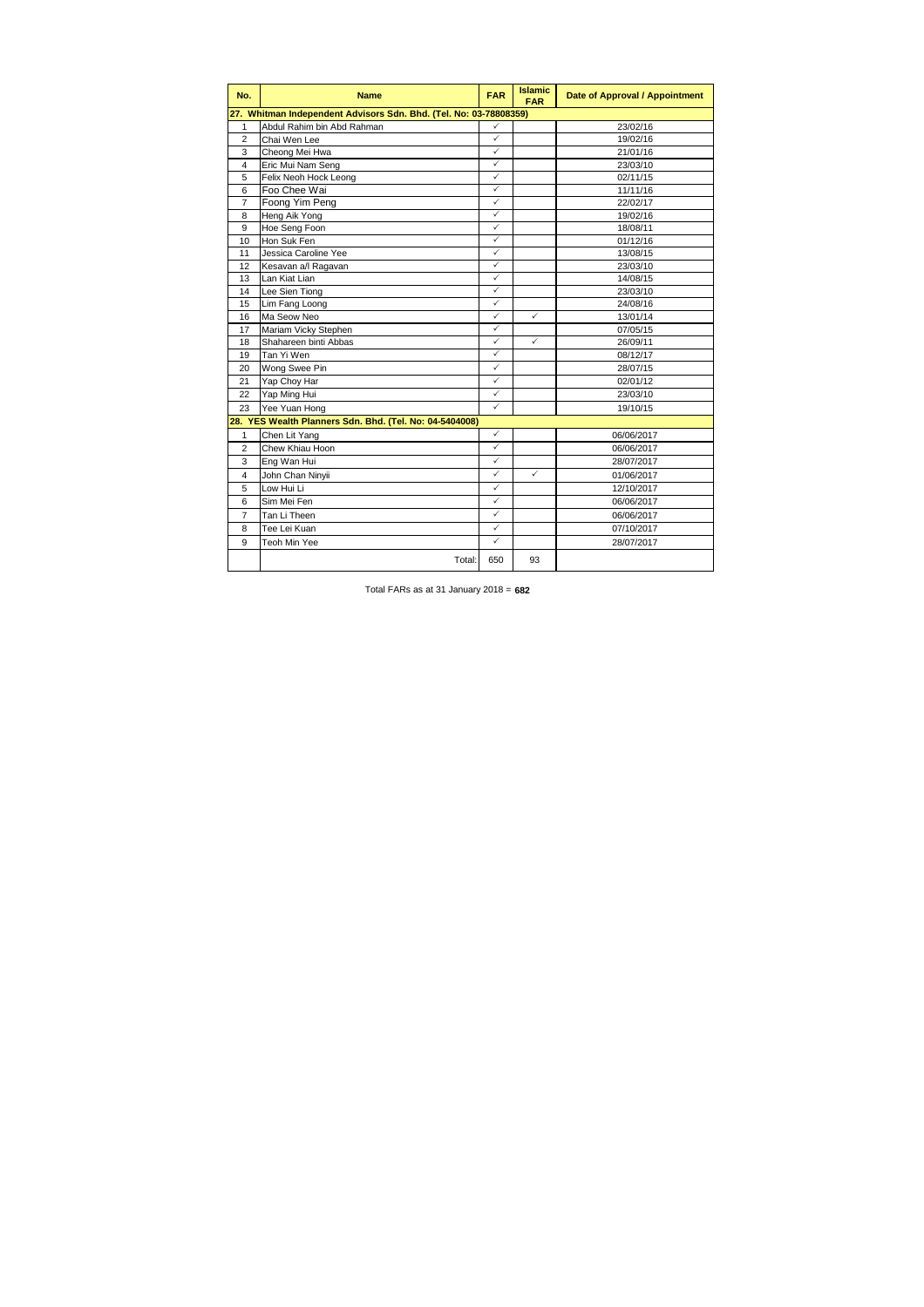| No. | Name | FAR | Islamic FAR | Date of Approval / Appointment |
|---|---|---|---|---|
| **27. Whitman Independent Advisors Sdn. Bhd. (Tel. No: 03-78808359)** | | | | |
| 1 | Abdul Rahim bin Abd Rahman | ✓ | | 23/02/16 |
| 2 | Chai Wen Lee | ✓ | | 19/02/16 |
| 3 | Cheong Mei Hwa | ✓ | | 21/01/16 |
| 4 | Eric Mui Nam Seng | ✓ | | 23/03/10 |
| 5 | Felix Neoh Hock Leong | ✓ | | 02/11/15 |
| 6 | Foo Chee Wai | ✓ | | 11/11/16 |
| 7 | Foong Yim Peng | ✓ | | 22/02/17 |
| 8 | Heng Aik Yong | ✓ | | 19/02/16 |
| 9 | Hoe Seng Foon | ✓ | | 18/08/11 |
| 10 | Hon Suk Fen | ✓ | | 01/12/16 |
| 11 | Jessica Caroline Yee | ✓ | | 13/08/15 |
| 12 | Kesavan a/l Ragavan | ✓ | | 23/03/10 |
| 13 | Lan Kiat Lian | ✓ | | 14/08/15 |
| 14 | Lee Sien Tiong | ✓ | | 23/03/10 |
| 15 | Lim Fang Loong | ✓ | | 24/08/16 |
| 16 | Ma Seow Neo | ✓ | ✓ | 13/01/14 |
| 17 | Mariam Vicky Stephen | ✓ | | 07/05/15 |
| 18 | Shahareen binti Abbas | ✓ | ✓ | 26/09/11 |
| 19 | Tan Yi Wen | ✓ | | 08/12/17 |
| 20 | Wong Swee Pin | ✓ | | 28/07/15 |
| 21 | Yap Choy Har | ✓ | | 02/01/12 |
| 22 | Yap Ming Hui | ✓ | | 23/03/10 |
| 23 | Yee Yuan Hong | ✓ | | 19/10/15 |
| **28. YES Wealth Planners Sdn. Bhd. (Tel. No: 04-5404008)** | | | | |
| 1 | Chen Lit Yang | ✓ | | 06/06/2017 |
| 2 | Chew Khiau Hoon | ✓ | | 06/06/2017 |
| 3 | Eng Wan Hui | ✓ | | 28/07/2017 |
| 4 | John Chan Ninyii | ✓ | ✓ | 01/06/2017 |
| 5 | Low Hui Li | ✓ | | 12/10/2017 |
| 6 | Sim Mei Fen | ✓ | | 06/06/2017 |
| 7 | Tan Li Theen | ✓ | | 06/06/2017 |
| 8 | Tee Lei Kuan | ✓ | | 07/10/2017 |
| 9 | Teoh Min Yee | ✓ | | 28/07/2017 |
| | Total: | 650 | 93 | |

Total FARs as at 31 January 2018 = **682**